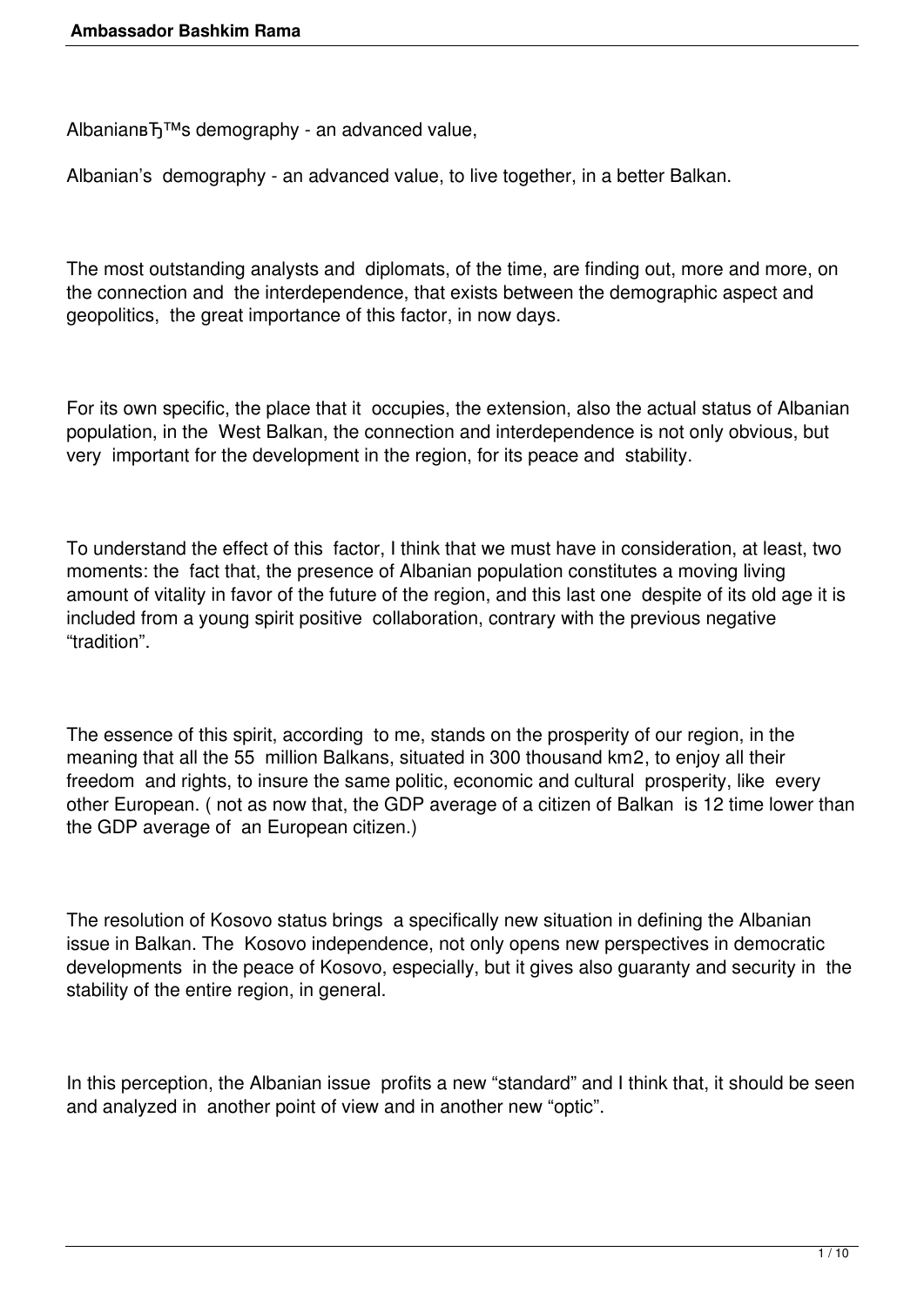AlbanianвЂ™s demography - an advanced value,

Albanian's demography - an advanced value, to live together, in a better Balkan.

The most outstanding analysts and diplomats, of the time, are finding out, more and more, on the connection and the interdependence, that exists between the demographic aspect and geopolitics, the great importance of this factor, in now days.

For its own specific, the place that it occupies, the extension, also the actual status of Albanian population, in the West Balkan, the connection and interdependence is not only obvious, but very important for the development in the region, for its peace and stability.

To understand the effect of this factor, I think that we must have in consideration, at least, two moments: the fact that, the presence of Albanian population constitutes a moving living amount of vitality in favor of the future of the region, and this last one despite of its old age it is included from a young spirit positive collaboration, contrary with the previous negative "tradition".

The essence of this spirit, according to me, stands on the prosperity of our region, in the meaning that all the 55 million Balkans, situated in 300 thousand km2, to enjoy all their freedom and rights, to insure the same politic, economic and cultural prosperity, like every other European. ( not as now that, the GDP average of a citizen of Balkan is 12 time lower than the GDP average of an European citizen.)

The resolution of Kosovo status brings a specifically new situation in defining the Albanian issue in Balkan. The Kosovo independence, not only opens new perspectives in democratic developments in the peace of Kosovo, especially, but it gives also guaranty and security in the stability of the entire region, in general.

In this perception, the Albanian issue profits a new "standard" and I think that, it should be seen and analyzed in another point of view and in another new "optic".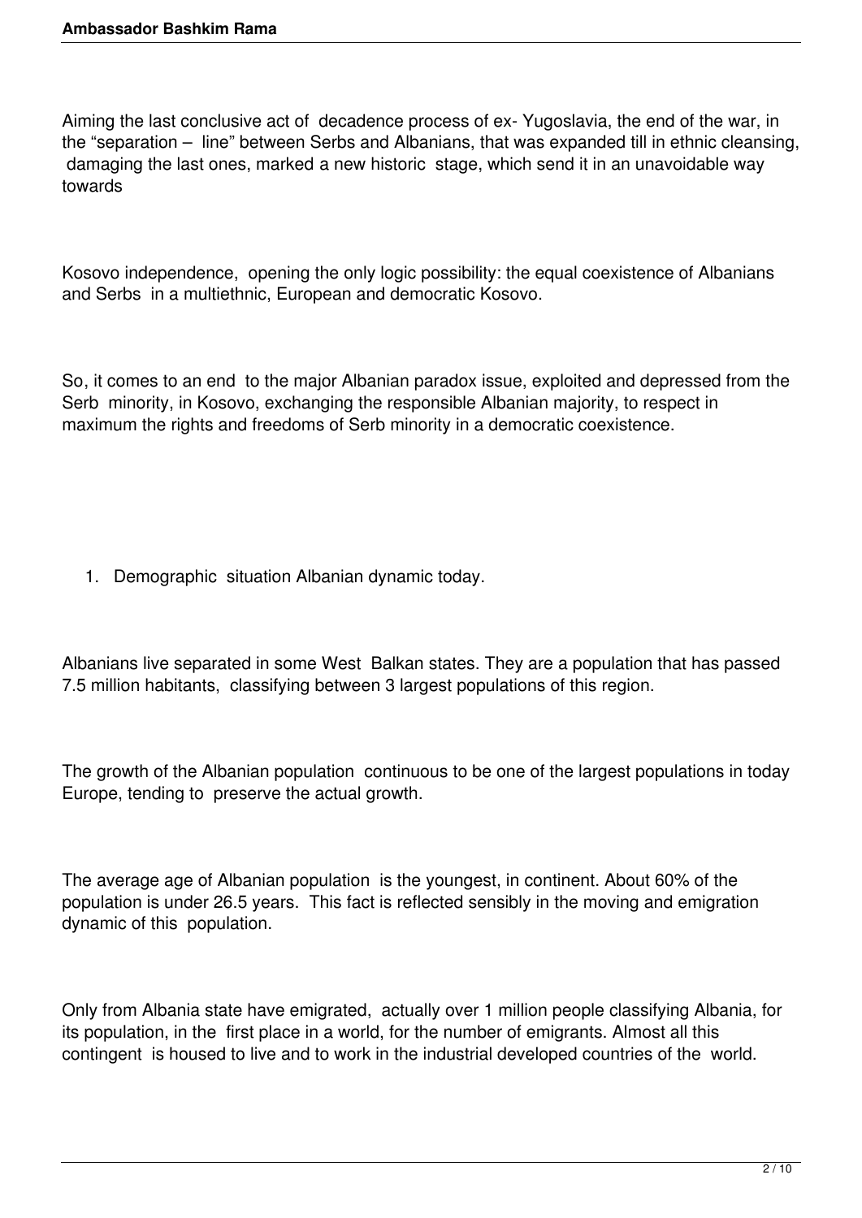Aiming the last conclusive act of decadence process of ex- Yugoslavia, the end of the war, in the "separation – line" between Serbs and Albanians, that was expanded till in ethnic cleansing, damaging the last ones, marked a new historic stage, which send it in an unavoidable way towards

Kosovo independence, opening the only logic possibility: the equal coexistence of Albanians and Serbs in a multiethnic, European and democratic Kosovo.

So, it comes to an end to the major Albanian paradox issue, exploited and depressed from the Serb minority, in Kosovo, exchanging the responsible Albanian majority, to respect in maximum the rights and freedoms of Serb minority in a democratic coexistence.

1. Demographic situation Albanian dynamic today.

Albanians live separated in some West Balkan states. They are a population that has passed 7.5 million habitants, classifying between 3 largest populations of this region.

The growth of the Albanian population continuous to be one of the largest populations in today Europe, tending to preserve the actual growth.

The average age of Albanian population is the youngest, in continent. About 60% of the population is under 26.5 years. This fact is reflected sensibly in the moving and emigration dynamic of this population.

Only from Albania state have emigrated, actually over 1 million people classifying Albania, for its population, in the first place in a world, for the number of emigrants. Almost all this contingent is housed to live and to work in the industrial developed countries of the world.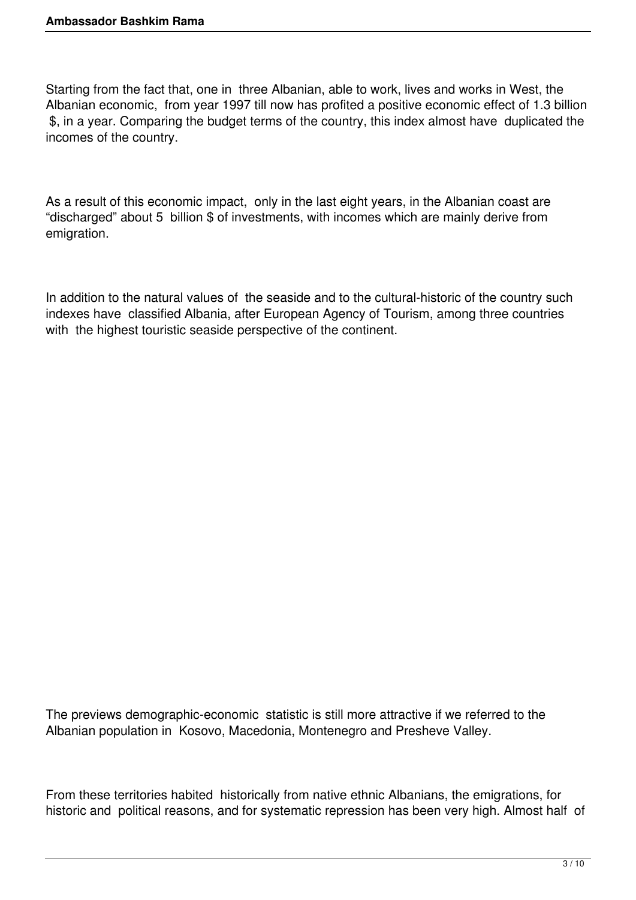Starting from the fact that, one in three Albanian, able to work, lives and works in West, the Albanian economic, from year 1997 till now has profited a positive economic effect of 1.3 billion $, in a year. Comparing the budget terms of the country, this index almost have duplicated the incomes of the country.

As a result of this economic impact, only in the last eight years, in the Albanian coast are "discharged" about 5 billion $ of investments, with incomes which are mainly derive from emigration.

In addition to the natural values of the seaside and to the cultural-historic of the country such indexes have classified Albania, after European Agency of Tourism, among three countries with the highest touristic seaside perspective of the continent.

The previews demographic-economic statistic is still more attractive if we referred to the Albanian population in Kosovo, Macedonia, Montenegro and Presheve Valley.

From these territories habited historically from native ethnic Albanians, the emigrations, for historic and political reasons, and for systematic repression has been very high. Almost half of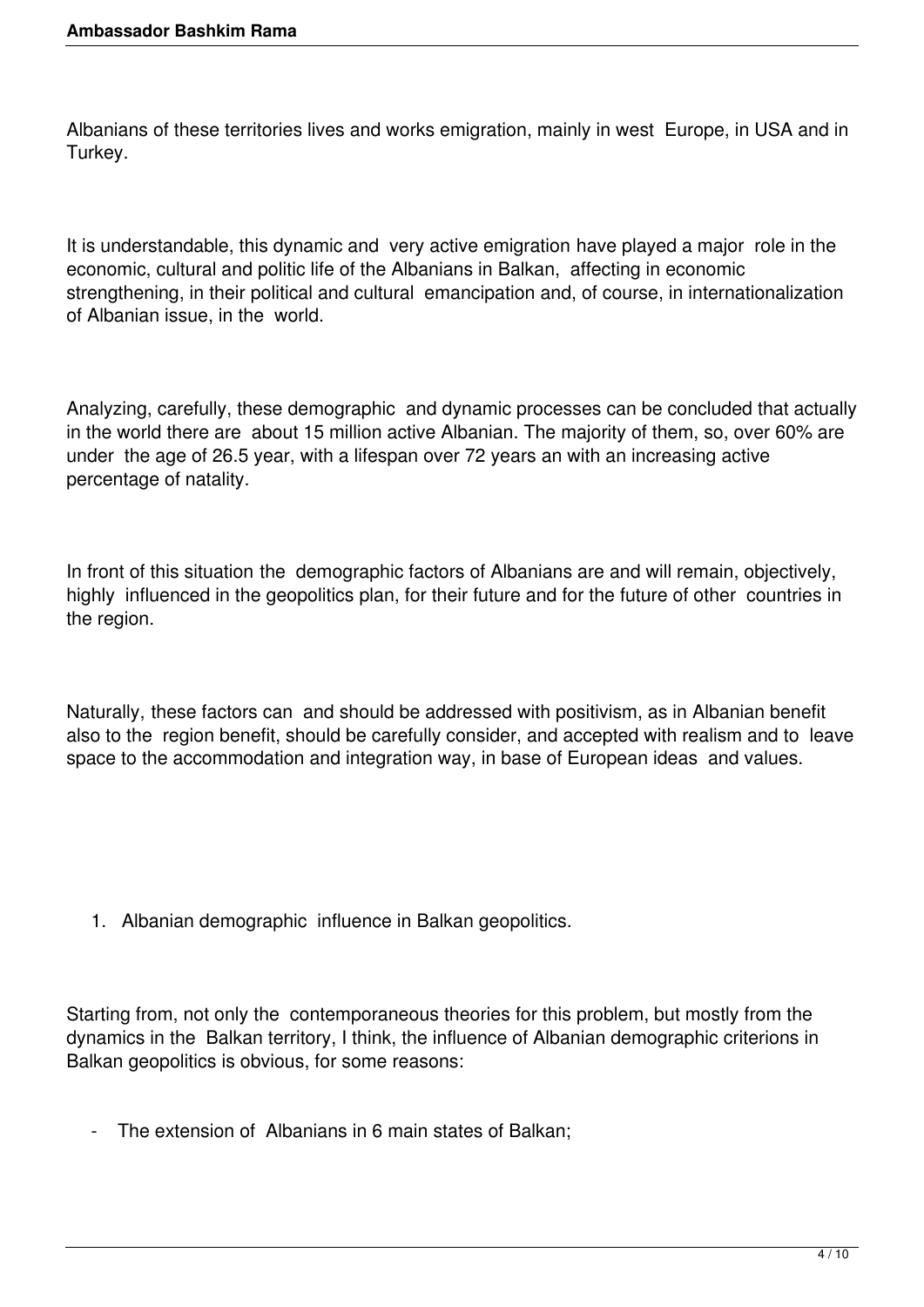Albanians of these territories lives and works emigration, mainly in west Europe, in USA and in Turkey.

It is understandable, this dynamic and very active emigration have played a major role in the economic, cultural and politic life of the Albanians in Balkan, affecting in economic strengthening, in their political and cultural emancipation and, of course, in internationalization of Albanian issue, in the world.

Analyzing, carefully, these demographic and dynamic processes can be concluded that actually in the world there are about 15 million active Albanian. The majority of them, so, over 60% are under the age of 26.5 year, with a lifespan over 72 years an with an increasing active percentage of natality.

In front of this situation the demographic factors of Albanians are and will remain, objectively, highly influenced in the geopolitics plan, for their future and for the future of other countries in the region.

Naturally, these factors can and should be addressed with positivism, as in Albanian benefit also to the region benefit, should be carefully consider, and accepted with realism and to leave space to the accommodation and integration way, in base of European ideas and values.

1. Albanian demographic influence in Balkan geopolitics.

Starting from, not only the contemporaneous theories for this problem, but mostly from the dynamics in the Balkan territory, I think, the influence of Albanian demographic criterions in Balkan geopolitics is obvious, for some reasons:

- The extension of Albanians in 6 main states of Balkan;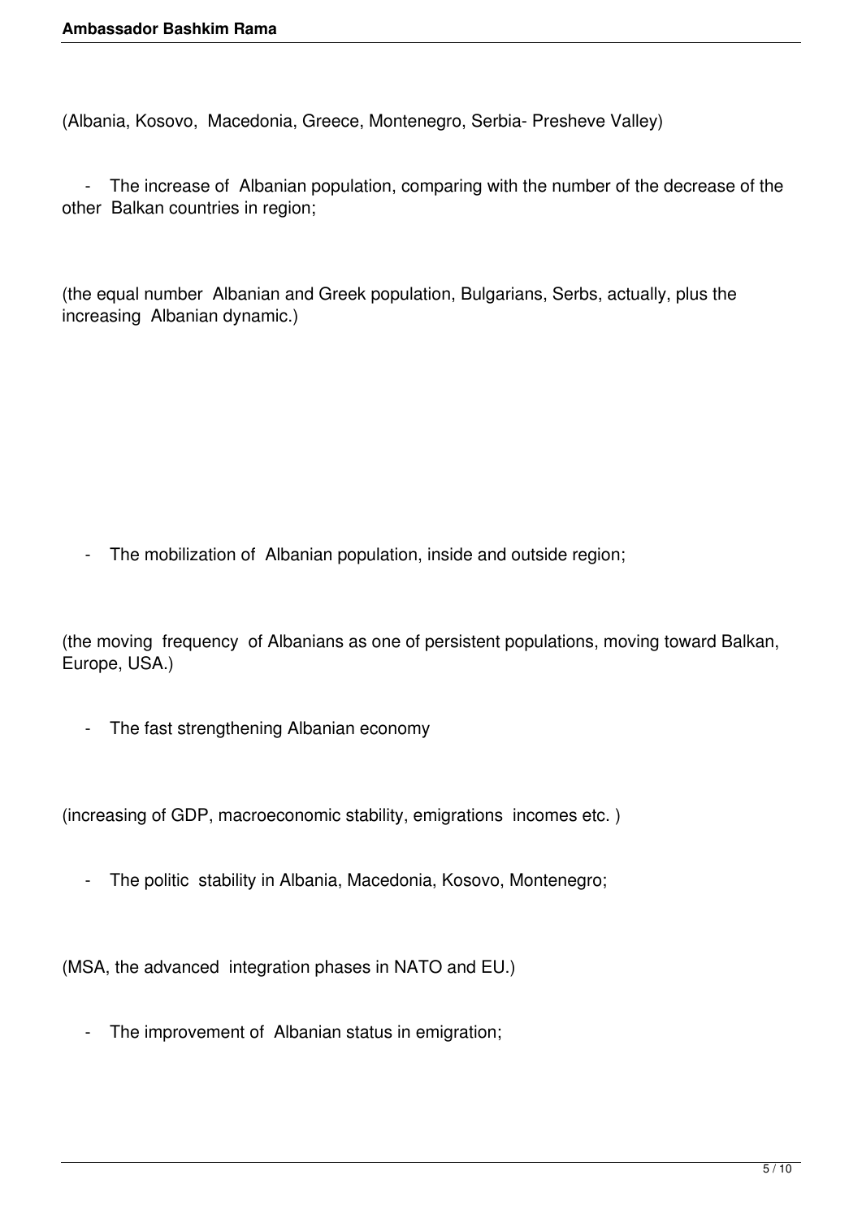(Albania, Kosovo, Macedonia, Greece, Montenegro, Serbia- Presheve Valley)

- The increase of Albanian population, comparing with the number of the decrease of the other Balkan countries in region;

(the equal number Albanian and Greek population, Bulgarians, Serbs, actually, plus the increasing Albanian dynamic.)

- The mobilization of Albanian population, inside and outside region;

(the moving frequency of Albanians as one of persistent populations, moving toward Balkan, Europe, USA.)

- The fast strengthening Albanian economy

(increasing of GDP, macroeconomic stability, emigrations incomes etc. )

- The politic stability in Albania, Macedonia, Kosovo, Montenegro;

(MSA, the advanced integration phases in NATO and EU.)

- The improvement of Albanian status in emigration;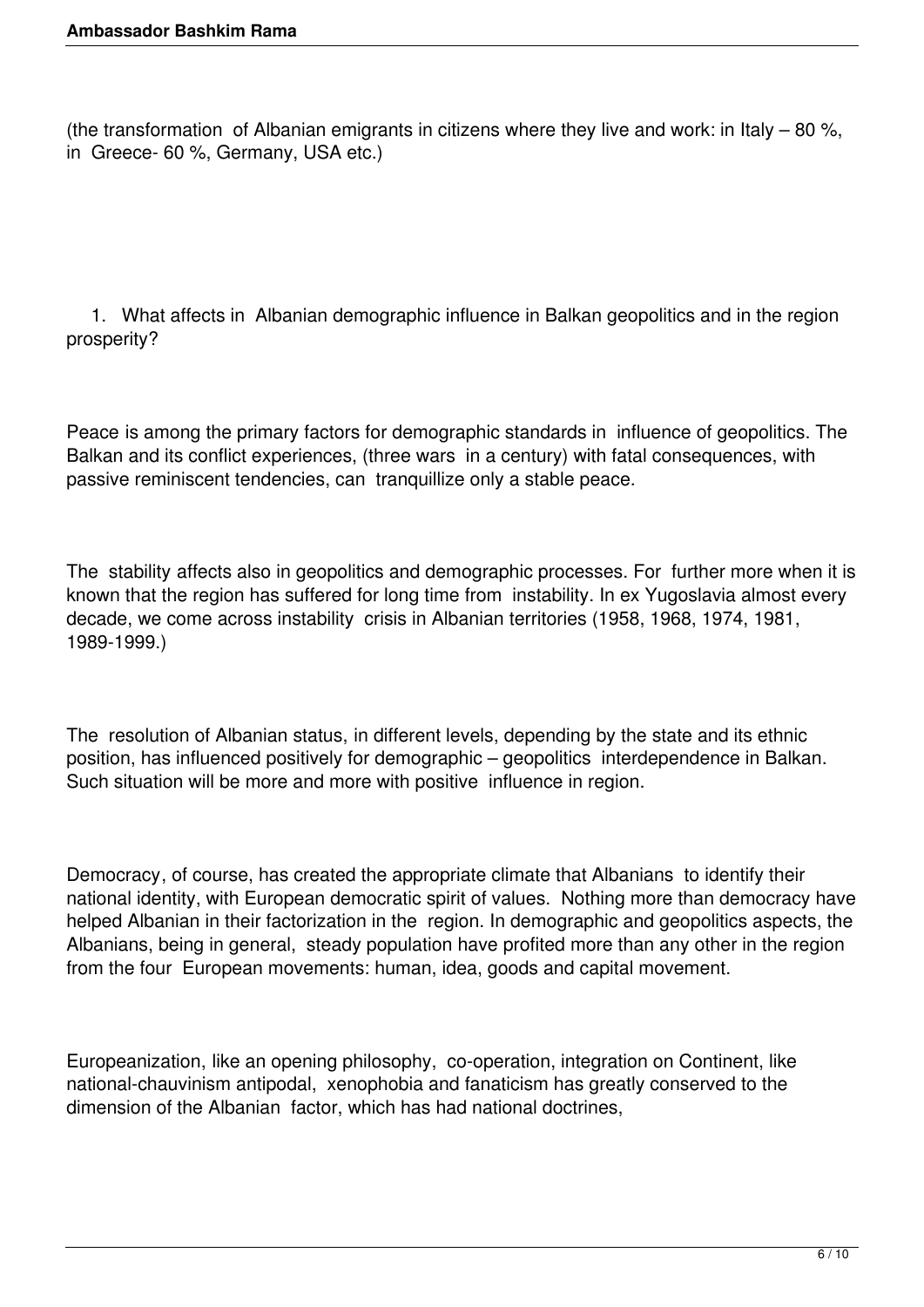(the transformation of Albanian emigrants in citizens where they live and work: in Italy – 80 %, in Greece- 60 %, Germany, USA etc.)

1. What affects in Albanian demographic influence in Balkan geopolitics and in the region prosperity?

Peace is among the primary factors for demographic standards in influence of geopolitics. The Balkan and its conflict experiences, (three wars in a century) with fatal consequences, with passive reminiscent tendencies, can tranquillize only a stable peace.

The stability affects also in geopolitics and demographic processes. For further more when it is known that the region has suffered for long time from instability. In ex Yugoslavia almost every decade, we come across instability crisis in Albanian territories (1958, 1968, 1974, 1981, 1989-1999.)

The resolution of Albanian status, in different levels, depending by the state and its ethnic position, has influenced positively for demographic – geopolitics interdependence in Balkan. Such situation will be more and more with positive influence in region.

Democracy, of course, has created the appropriate climate that Albanians to identify their national identity, with European democratic spirit of values. Nothing more than democracy have helped Albanian in their factorization in the region. In demographic and geopolitics aspects, the Albanians, being in general, steady population have profited more than any other in the region from the four European movements: human, idea, goods and capital movement.

Europeanization, like an opening philosophy, co-operation, integration on Continent, like national-chauvinism antipodal, xenophobia and fanaticism has greatly conserved to the dimension of the Albanian factor, which has had national doctrines,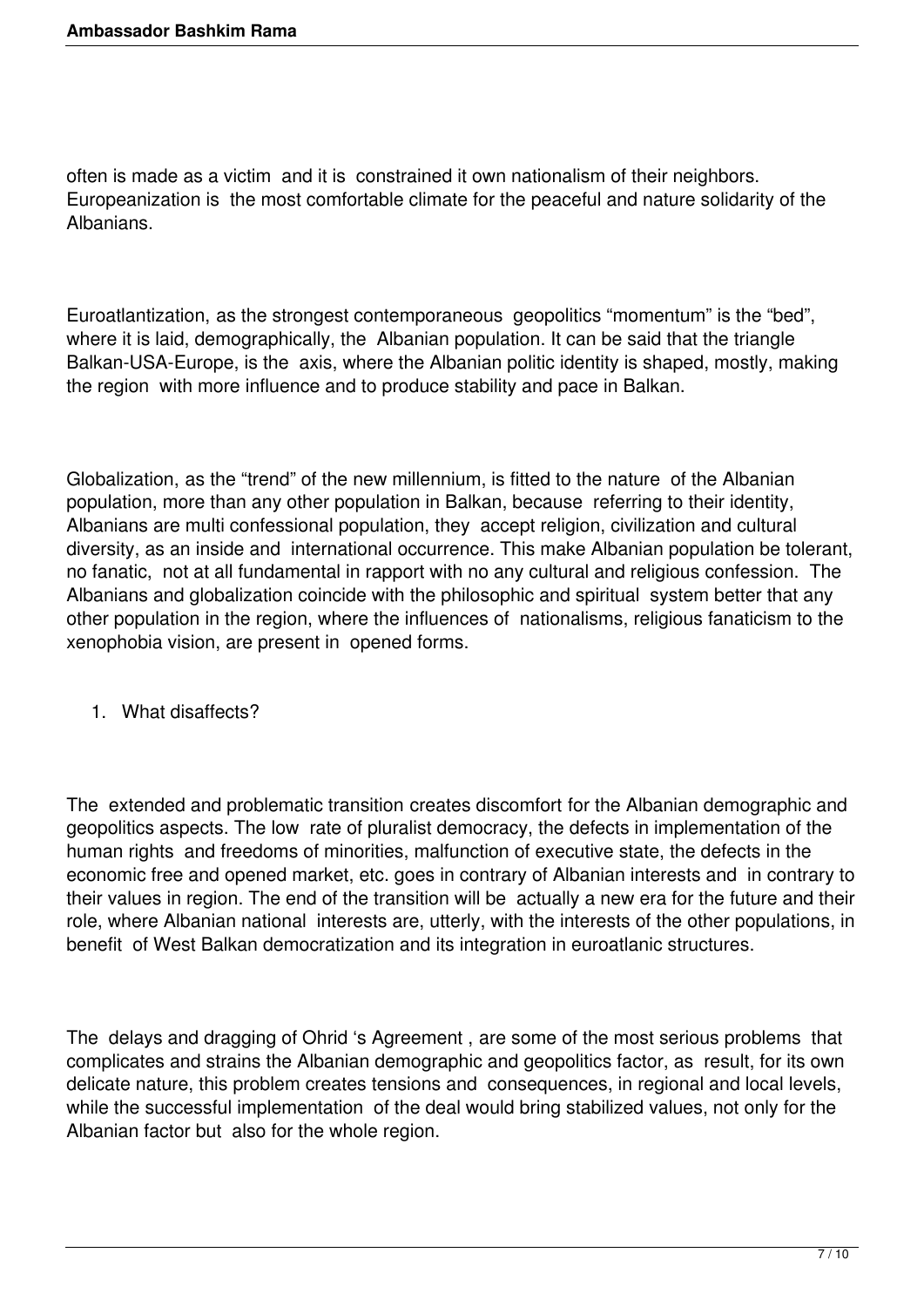often is made as a victim and it is constrained it own nationalism of their neighbors. Europeanization is the most comfortable climate for the peaceful and nature solidarity of the Albanians.

Euroatlantization, as the strongest contemporaneous geopolitics "momentum" is the "bed", where it is laid, demographically, the Albanian population. It can be said that the triangle Balkan-USA-Europe, is the axis, where the Albanian politic identity is shaped, mostly, making the region with more influence and to produce stability and pace in Balkan.

Globalization, as the "trend" of the new millennium, is fitted to the nature of the Albanian population, more than any other population in Balkan, because referring to their identity, Albanians are multi confessional population, they accept religion, civilization and cultural diversity, as an inside and international occurrence. This make Albanian population be tolerant, no fanatic, not at all fundamental in rapport with no any cultural and religious confession. The Albanians and globalization coincide with the philosophic and spiritual system better that any other population in the region, where the influences of nationalisms, religious fanaticism to the xenophobia vision, are present in opened forms.

1. What disaffects?

The extended and problematic transition creates discomfort for the Albanian demographic and geopolitics aspects. The low rate of pluralist democracy, the defects in implementation of the human rights and freedoms of minorities, malfunction of executive state, the defects in the economic free and opened market, etc. goes in contrary of Albanian interests and in contrary to their values in region. The end of the transition will be actually a new era for the future and their role, where Albanian national interests are, utterly, with the interests of the other populations, in benefit of West Balkan democratization and its integration in euroatlanic structures.

The delays and dragging of Ohrid 's Agreement , are some of the most serious problems that complicates and strains the Albanian demographic and geopolitics factor, as result, for its own delicate nature, this problem creates tensions and consequences, in regional and local levels, while the successful implementation of the deal would bring stabilized values, not only for the Albanian factor but also for the whole region.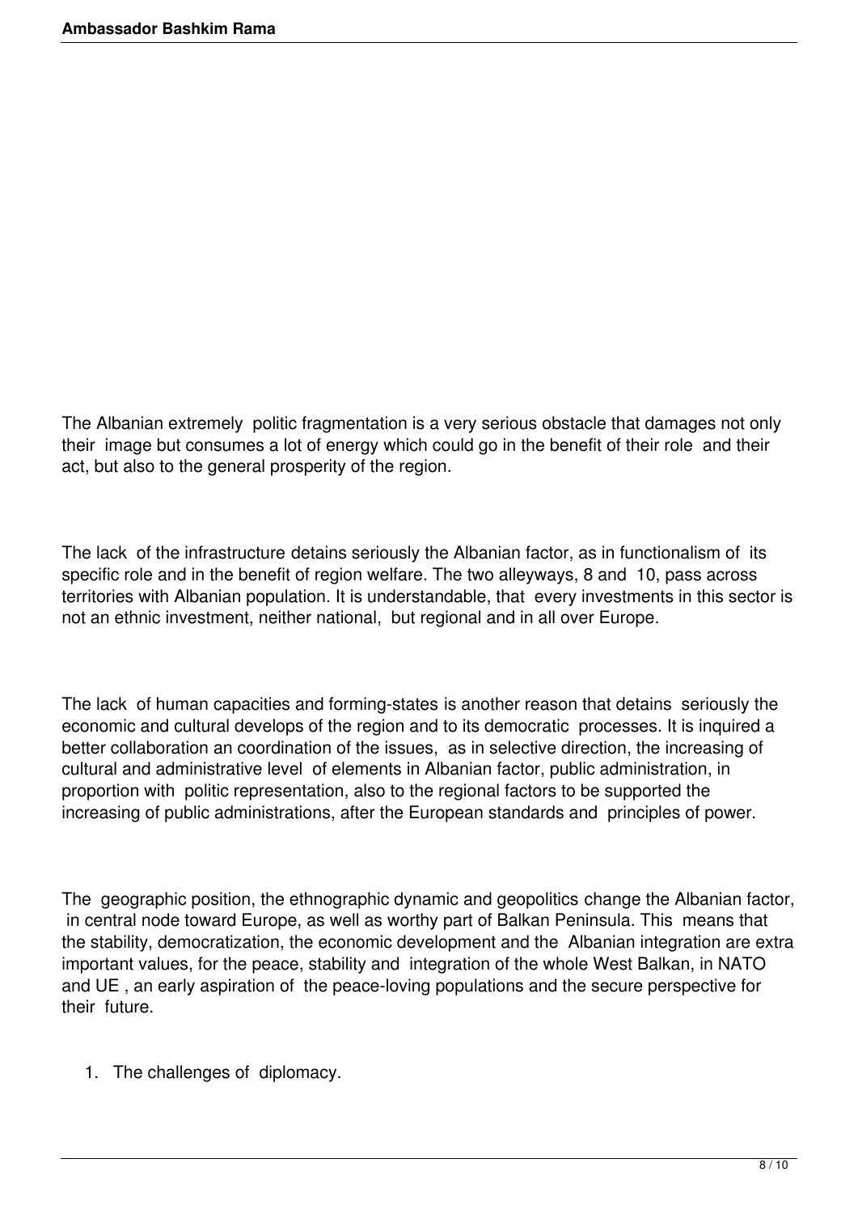The Albanian extremely politic fragmentation is a very serious obstacle that damages not only their image but consumes a lot of energy which could go in the benefit of their role and their act, but also to the general prosperity of the region.

The lack of the infrastructure detains seriously the Albanian factor, as in functionalism of its specific role and in the benefit of region welfare. The two alleyways, 8 and 10, pass across territories with Albanian population. It is understandable, that every investments in this sector is not an ethnic investment, neither national, but regional and in all over Europe.

The lack of human capacities and forming-states is another reason that detains seriously the economic and cultural develops of the region and to its democratic processes. It is inquired a better collaboration an coordination of the issues, as in selective direction, the increasing of cultural and administrative level of elements in Albanian factor, public administration, in proportion with politic representation, also to the regional factors to be supported the increasing of public administrations, after the European standards and principles of power.

The geographic position, the ethnographic dynamic and geopolitics change the Albanian factor, in central node toward Europe, as well as worthy part of Balkan Peninsula. This means that the stability, democratization, the economic development and the Albanian integration are extra important values, for the peace, stability and integration of the whole West Balkan, in NATO and UE , an early aspiration of the peace-loving populations and the secure perspective for their future.

1. The challenges of diplomacy.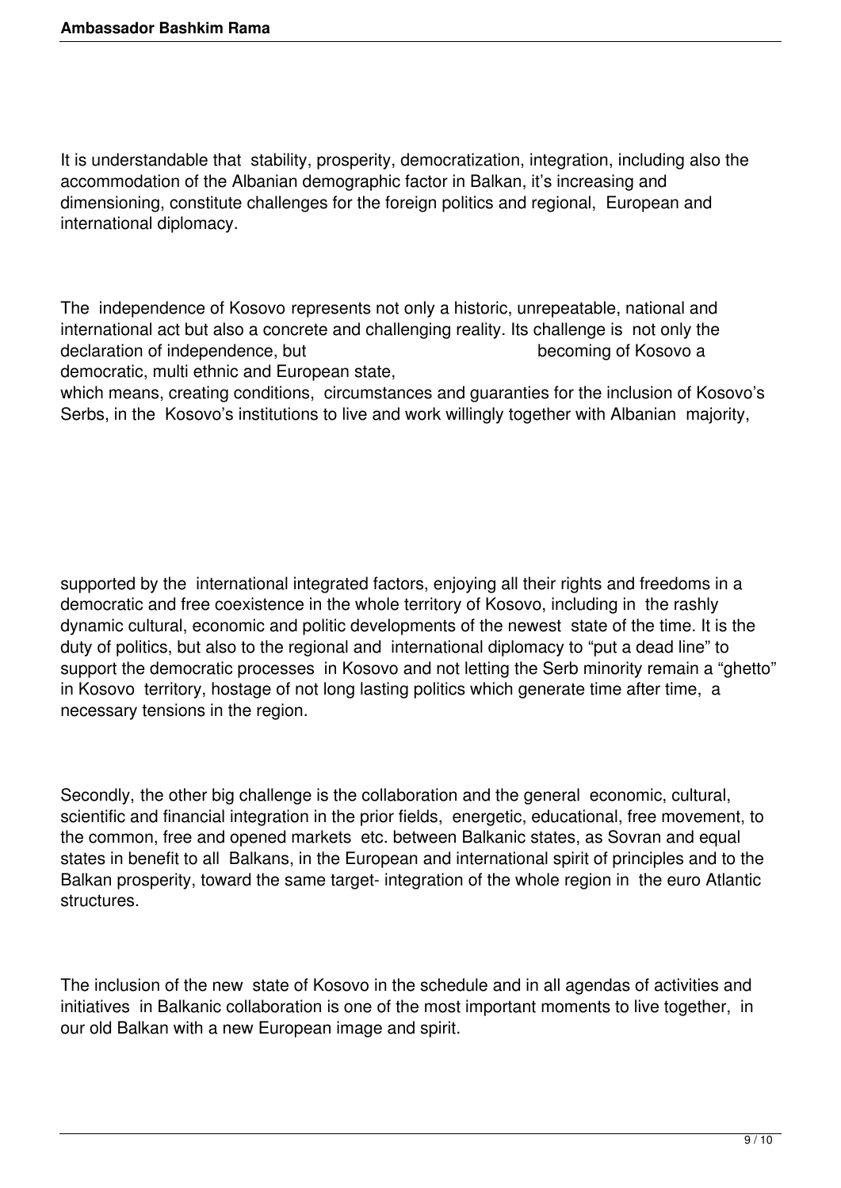It is understandable that stability, prosperity, democratization, integration, including also the accommodation of the Albanian demographic factor in Balkan, it's increasing and dimensioning, constitute challenges for the foreign politics and regional, European and international diplomacy.

The independence of Kosovo represents not only a historic, unrepeatable, national and international act but also a concrete and challenging reality. Its challenge is not only the declaration of independence, but becoming of Kosovo a democratic, multi ethnic and European state,

which means, creating conditions, circumstances and guaranties for the inclusion of Kosovo's Serbs, in the Kosovo's institutions to live and work willingly together with Albanian majority,

supported by the international integrated factors, enjoying all their rights and freedoms in a democratic and free coexistence in the whole territory of Kosovo, including in the rashly dynamic cultural, economic and politic developments of the newest state of the time. It is the duty of politics, but also to the regional and international diplomacy to "put a dead line" to support the democratic processes in Kosovo and not letting the Serb minority remain a "ghetto" in Kosovo territory, hostage of not long lasting politics which generate time after time, a necessary tensions in the region.

Secondly, the other big challenge is the collaboration and the general economic, cultural, scientific and financial integration in the prior fields, energetic, educational, free movement, to the common, free and opened markets etc. between Balkanic states, as Sovran and equal states in benefit to all Balkans, in the European and international spirit of principles and to the Balkan prosperity, toward the same target- integration of the whole region in the euro Atlantic structures.

The inclusion of the new state of Kosovo in the schedule and in all agendas of activities and initiatives in Balkanic collaboration is one of the most important moments to live together, in our old Balkan with a new European image and spirit.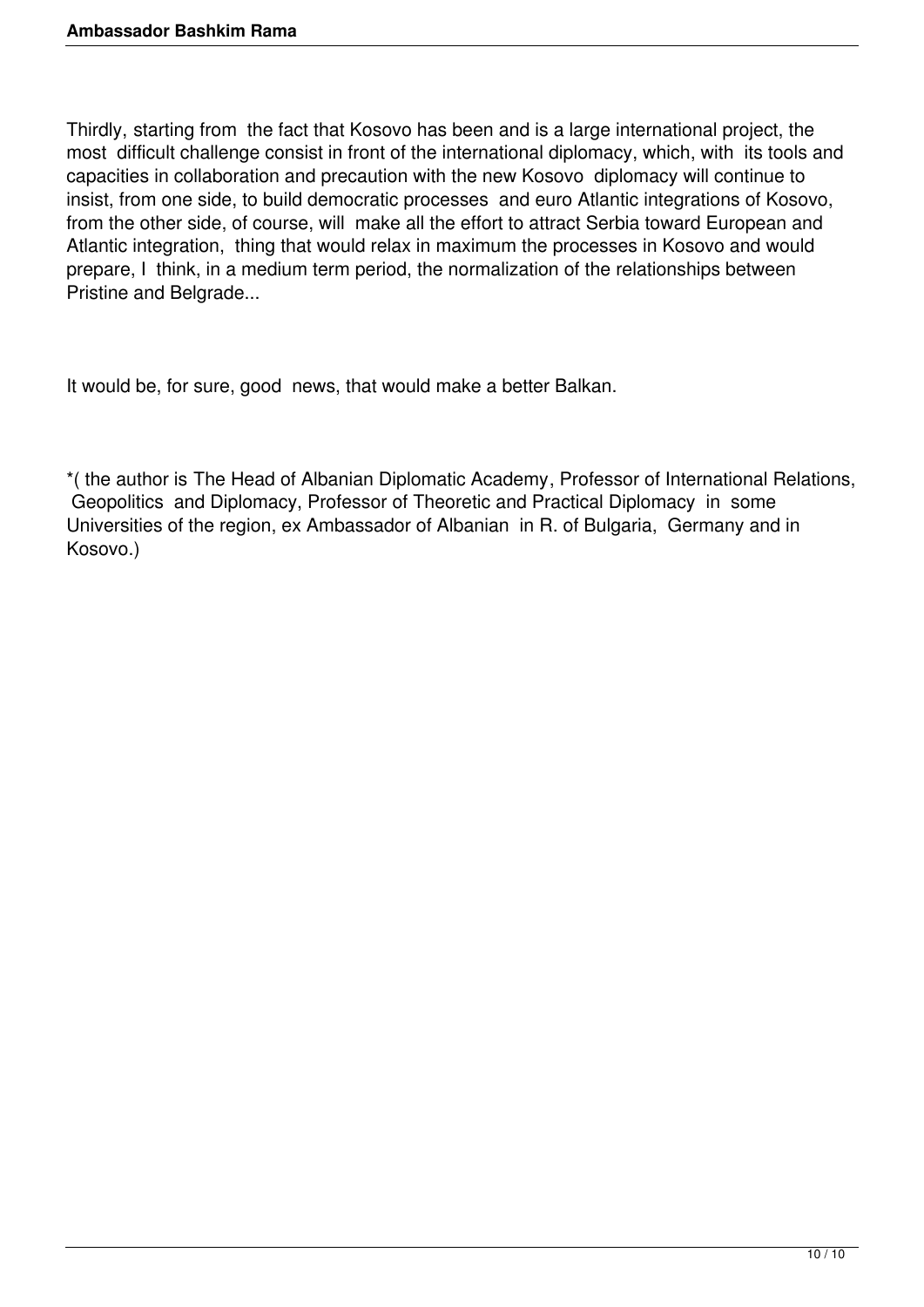Thirdly, starting from the fact that Kosovo has been and is a large international project, the most difficult challenge consist in front of the international diplomacy, which, with its tools and capacities in collaboration and precaution with the new Kosovo diplomacy will continue to insist, from one side, to build democratic processes and euro Atlantic integrations of Kosovo, from the other side, of course, will make all the effort to attract Serbia toward European and Atlantic integration, thing that would relax in maximum the processes in Kosovo and would prepare, I think, in a medium term period, the normalization of the relationships between Pristine and Belgrade...

It would be, for sure, good news, that would make a better Balkan.

*( the author is The Head of Albanian Diplomatic Academy, Professor of International Relations, Geopolitics and Diplomacy, Professor of Theoretic and Practical Diplomacy in some Universities of the region, ex Ambassador of Albanian in R. of Bulgaria, Germany and in Kosovo.)